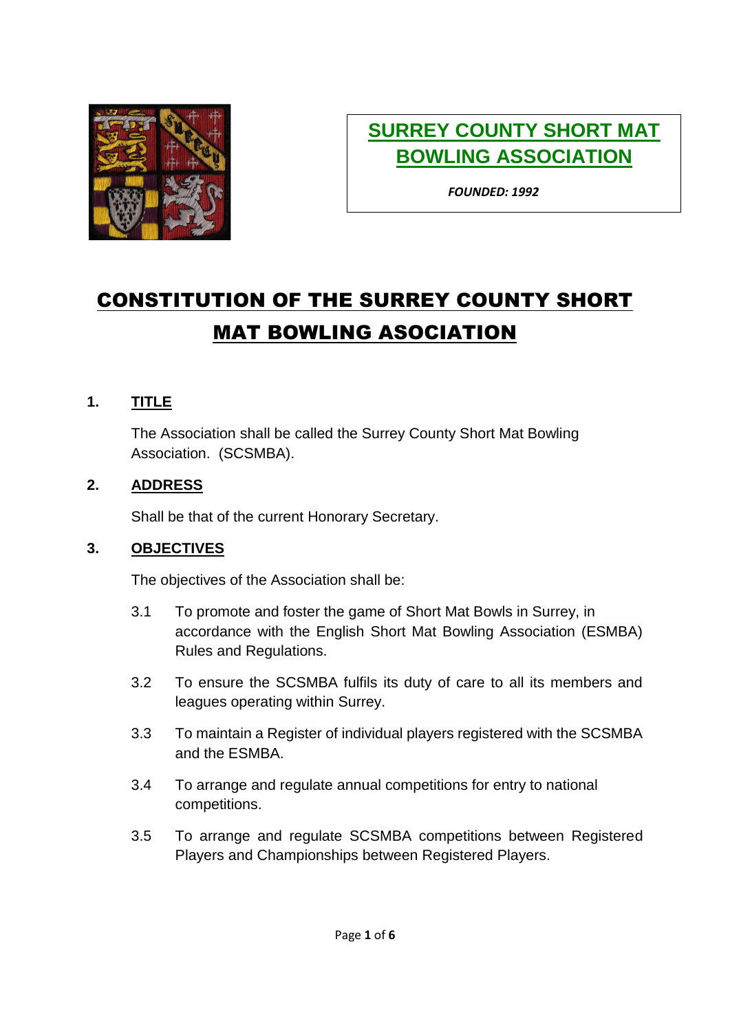**SURREY COUNTY SHORT MAT BOWLING ASSOCIATION**

***FOUNDED: 1992***

# CONSTITUTION OF THE SURREY COUNTY SHORT MAT BOWLING ASOCIATION

## 1. TITLE

The Association shall be called the Surrey County Short Mat Bowling Association. (SCSMBA).

## 2. ADDRESS

Shall be that of the current Honorary Secretary.

## 3. OBJECTIVES

The objectives of the Association shall be:

3.1 To promote and foster the game of Short Mat Bowls in Surrey, in accordance with the English Short Mat Bowling Association (ESMBA) Rules and Regulations.

3.2 To ensure the SCSMBA fulfils its duty of care to all its members and leagues operating within Surrey.

3.3 To maintain a Register of individual players registered with the SCSMBA and the ESMBA.

3.4 To arrange and regulate annual competitions for entry to national competitions.

3.5 To arrange and regulate SCSMBA competitions between Registered Players and Championships between Registered Players.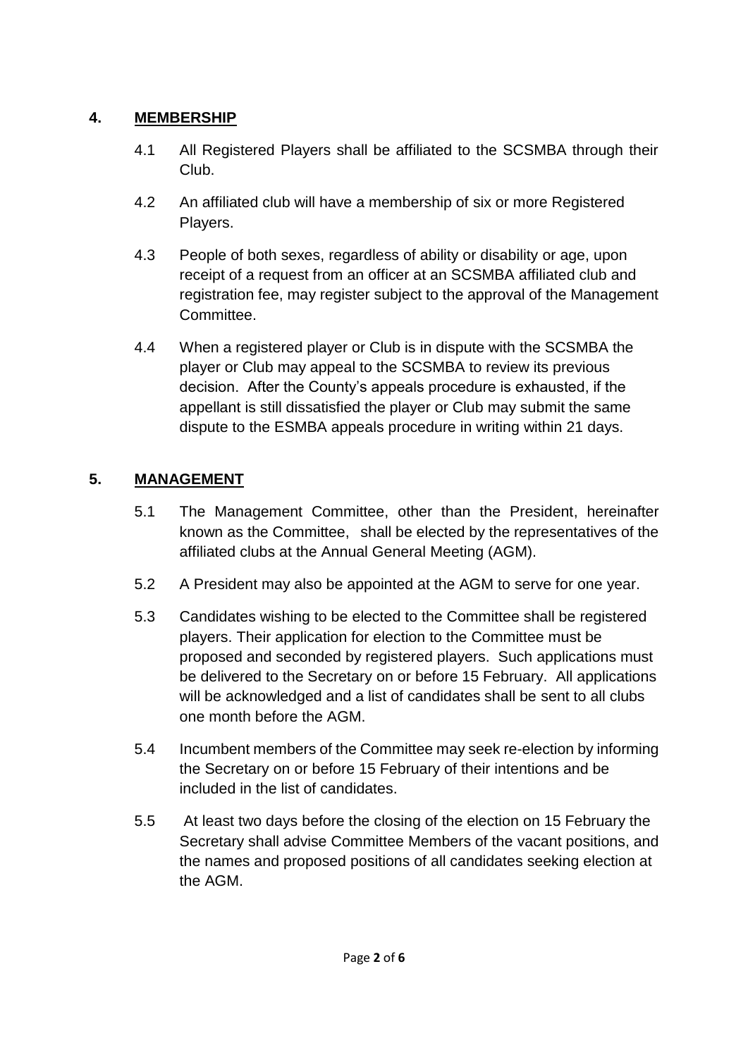## 4. MEMBERSHIP

4.1 All Registered Players shall be affiliated to the SCSMBA through their Club.

4.2 An affiliated club will have a membership of six or more Registered Players.

4.3 People of both sexes, regardless of ability or disability or age, upon receipt of a request from an officer at an SCSMBA affiliated club and registration fee, may register subject to the approval of the Management Committee.

4.4 When a registered player or Club is in dispute with the SCSMBA the player or Club may appeal to the SCSMBA to review its previous decision. After the County's appeals procedure is exhausted, if the appellant is still dissatisfied the player or Club may submit the same dispute to the ESMBA appeals procedure in writing within 21 days.

## 5. MANAGEMENT

5.1 The Management Committee, other than the President, hereinafter known as the Committee, shall be elected by the representatives of the affiliated clubs at the Annual General Meeting (AGM).

5.2 A President may also be appointed at the AGM to serve for one year.

5.3 Candidates wishing to be elected to the Committee shall be registered players. Their application for election to the Committee must be proposed and seconded by registered players. Such applications must be delivered to the Secretary on or before 15 February. All applications will be acknowledged and a list of candidates shall be sent to all clubs one month before the AGM.

5.4 Incumbent members of the Committee may seek re-election by informing the Secretary on or before 15 February of their intentions and be included in the list of candidates.

5.5 At least two days before the closing of the election on 15 February the Secretary shall advise Committee Members of the vacant positions, and the names and proposed positions of all candidates seeking election at the AGM.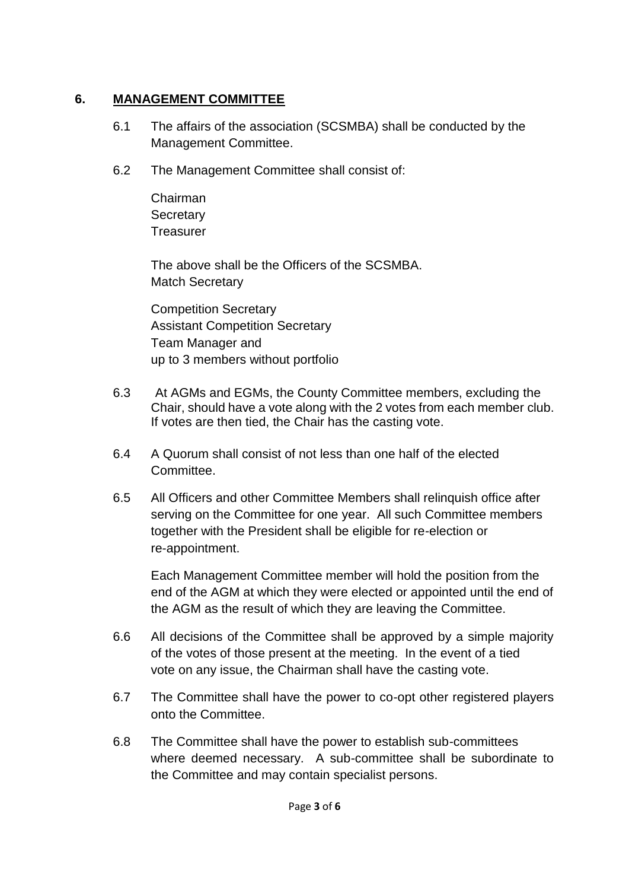## 6. MANAGEMENT COMMITTEE

6.1 The affairs of the association (SCSMBA) shall be conducted by the Management Committee.

6.2 The Management Committee shall consist of:

Chairman
Secretary
Treasurer

The above shall be the Officers of the SCSMBA.
Match Secretary

Competition Secretary
Assistant Competition Secretary
Team Manager and
up to 3 members without portfolio

6.3 At AGMs and EGMs, the County Committee members, excluding the Chair, should have a vote along with the 2 votes from each member club. If votes are then tied, the Chair has the casting vote.

6.4 A Quorum shall consist of not less than one half of the elected Committee.

6.5 All Officers and other Committee Members shall relinquish office after serving on the Committee for one year. All such Committee members together with the President shall be eligible for re-election or re-appointment.

Each Management Committee member will hold the position from the end of the AGM at which they were elected or appointed until the end of the AGM as the result of which they are leaving the Committee.

6.6 All decisions of the Committee shall be approved by a simple majority of the votes of those present at the meeting. In the event of a tied vote on any issue, the Chairman shall have the casting vote.

6.7 The Committee shall have the power to co-opt other registered players onto the Committee.

6.8 The Committee shall have the power to establish sub-committees where deemed necessary. A sub-committee shall be subordinate to the Committee and may contain specialist persons.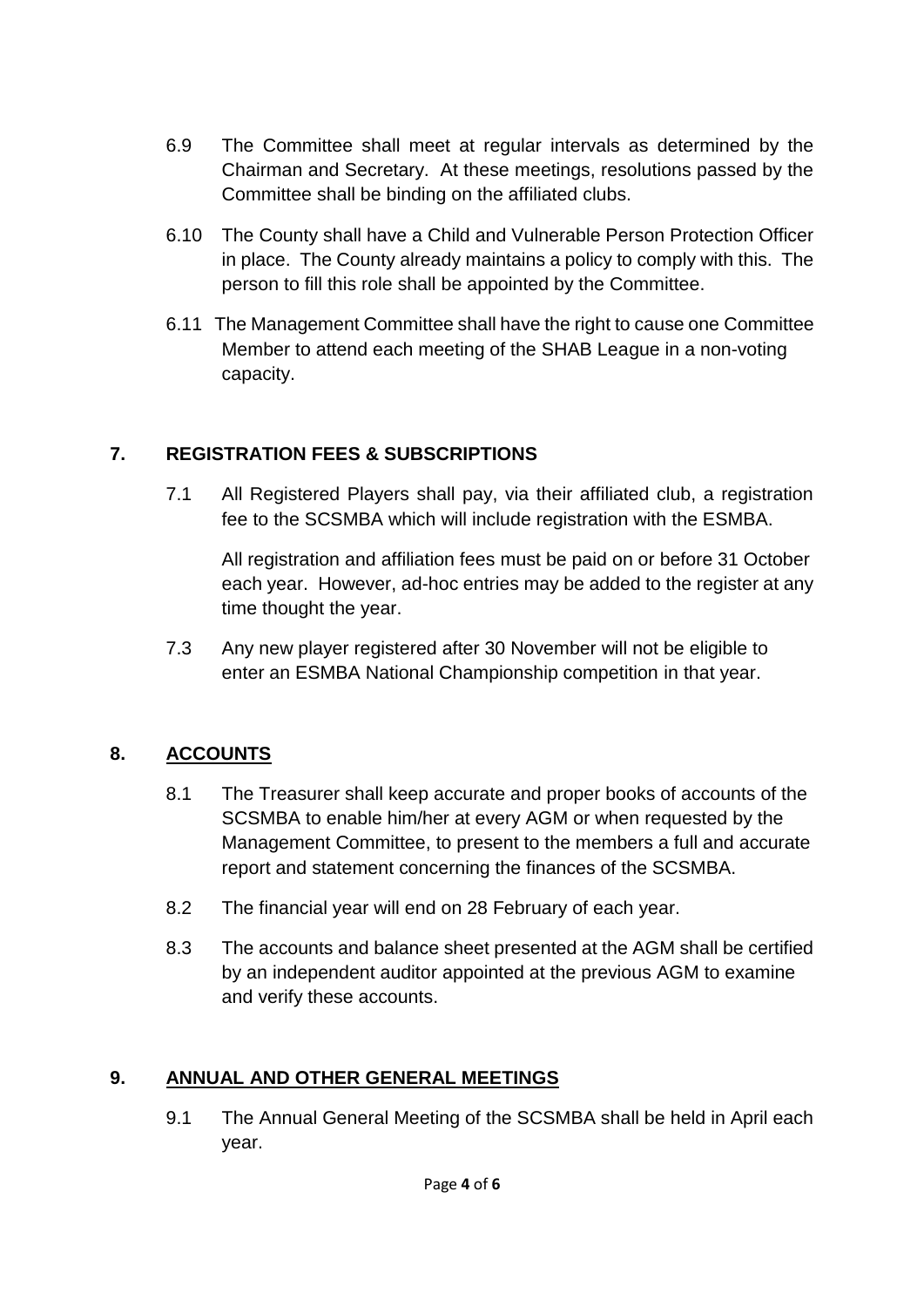6.9 The Committee shall meet at regular intervals as determined by the Chairman and Secretary. At these meetings, resolutions passed by the Committee shall be binding on the affiliated clubs.

6.10 The County shall have a Child and Vulnerable Person Protection Officer in place. The County already maintains a policy to comply with this. The person to fill this role shall be appointed by the Committee.

6.11 The Management Committee shall have the right to cause one Committee Member to attend each meeting of the SHAB League in a non-voting capacity.

## 7. REGISTRATION FEES & SUBSCRIPTIONS

7.1 All Registered Players shall pay, via their affiliated club, a registration fee to the SCSMBA which will include registration with the ESMBA.

All registration and affiliation fees must be paid on or before 31 October each year. However, ad-hoc entries may be added to the register at any time thought the year.

7.3 Any new player registered after 30 November will not be eligible to enter an ESMBA National Championship competition in that year.

## 8. <u>ACCOUNTS</u>

8.1 The Treasurer shall keep accurate and proper books of accounts of the SCSMBA to enable him/her at every AGM or when requested by the Management Committee, to present to the members a full and accurate report and statement concerning the finances of the SCSMBA.

8.2 The financial year will end on 28 February of each year.

8.3 The accounts and balance sheet presented at the AGM shall be certified by an independent auditor appointed at the previous AGM to examine and verify these accounts.

## 9. <u>ANNUAL AND OTHER GENERAL MEETINGS</u>

9.1 The Annual General Meeting of the SCSMBA shall be held in April each year.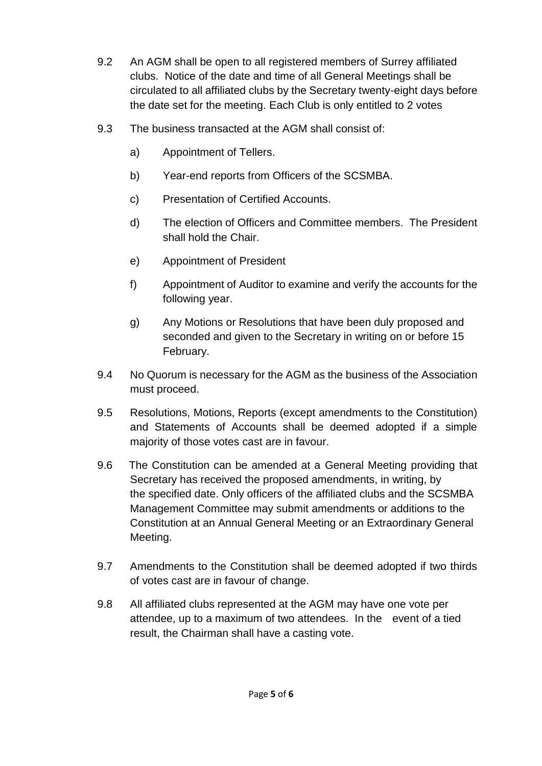9.2 An AGM shall be open to all registered members of Surrey affiliated clubs. Notice of the date and time of all General Meetings shall be circulated to all affiliated clubs by the Secretary twenty-eight days before the date set for the meeting. Each Club is only entitled to 2 votes

9.3 The business transacted at the AGM shall consist of:

a) Appointment of Tellers.

b) Year-end reports from Officers of the SCSMBA.

c) Presentation of Certified Accounts.

d) The election of Officers and Committee members. The President shall hold the Chair.

e) Appointment of President

f) Appointment of Auditor to examine and verify the accounts for the following year.

g) Any Motions or Resolutions that have been duly proposed and seconded and given to the Secretary in writing on or before 15 February.

9.4 No Quorum is necessary for the AGM as the business of the Association must proceed.

9.5 Resolutions, Motions, Reports (except amendments to the Constitution) and Statements of Accounts shall be deemed adopted if a simple majority of those votes cast are in favour.

9.6 The Constitution can be amended at a General Meeting providing that Secretary has received the proposed amendments, in writing, by the specified date. Only officers of the affiliated clubs and the SCSMBA Management Committee may submit amendments or additions to the Constitution at an Annual General Meeting or an Extraordinary General Meeting.

9.7 Amendments to the Constitution shall be deemed adopted if two thirds of votes cast are in favour of change.

9.8 All affiliated clubs represented at the AGM may have one vote per attendee, up to a maximum of two attendees. In the event of a tied result, the Chairman shall have a casting vote.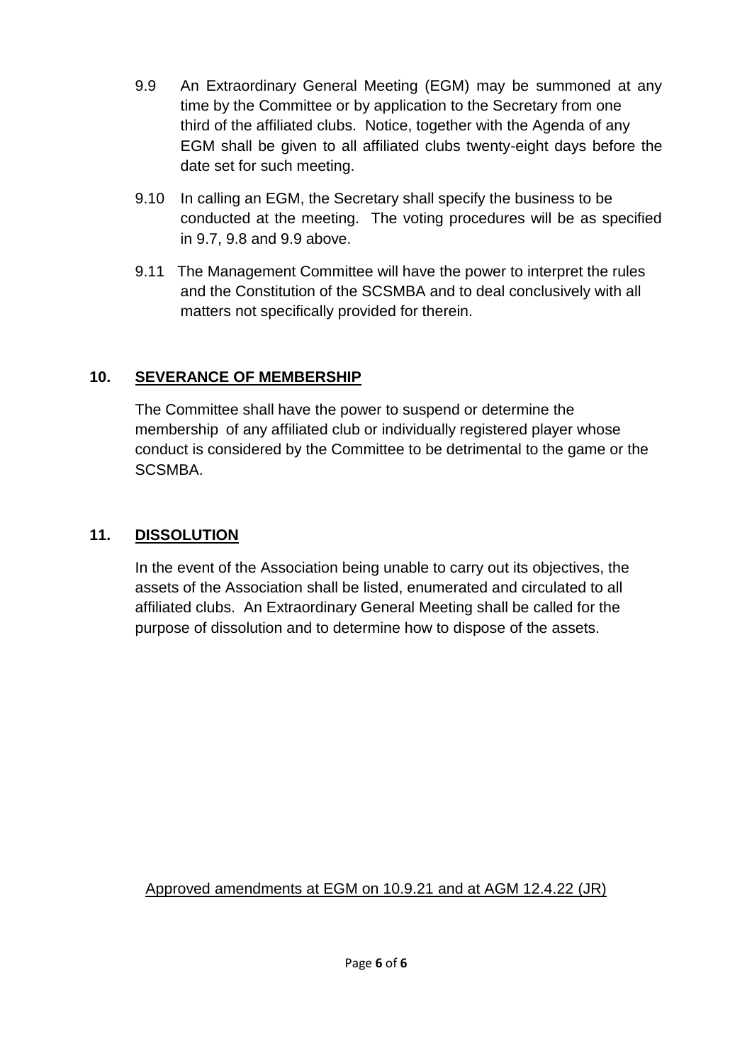9.9 An Extraordinary General Meeting (EGM) may be summoned at any time by the Committee or by application to the Secretary from one third of the affiliated clubs. Notice, together with the Agenda of any EGM shall be given to all affiliated clubs twenty-eight days before the date set for such meeting.

9.10 In calling an EGM, the Secretary shall specify the business to be conducted at the meeting. The voting procedures will be as specified in 9.7, 9.8 and 9.9 above.

9.11 The Management Committee will have the power to interpret the rules and the Constitution of the SCSMBA and to deal conclusively with all matters not specifically provided for therein.

## 10. SEVERANCE OF MEMBERSHIP

The Committee shall have the power to suspend or determine the membership of any affiliated club or individually registered player whose conduct is considered by the Committee to be detrimental to the game or the SCSMBA.

## 11. DISSOLUTION

In the event of the Association being unable to carry out its objectives, the assets of the Association shall be listed, enumerated and circulated to all affiliated clubs. An Extraordinary General Meeting shall be called for the purpose of dissolution and to determine how to dispose of the assets.

Approved amendments at EGM on 10.9.21 and at AGM 12.4.22 (JR)